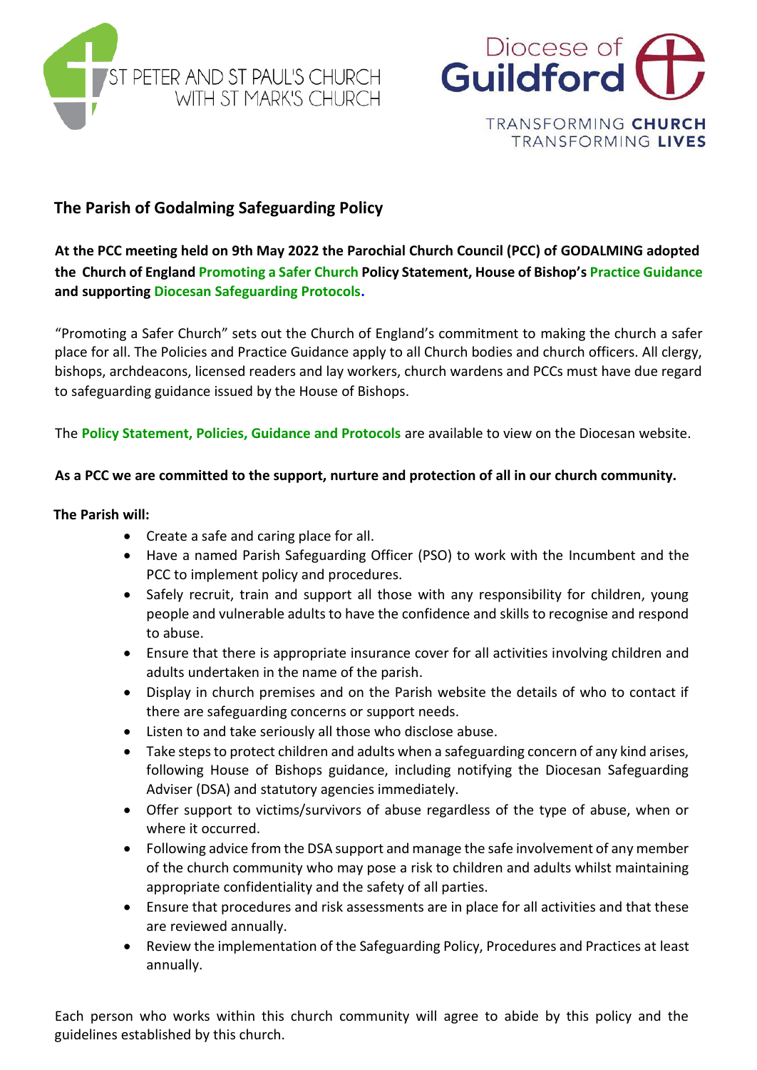ST PETER AND ST PAUL'S CHURCH WITH ST MARK'S CHURCH

Diocese of Guildford

TRANSFORMING **CHURCH**
TRANSFORMING **LIVES**

## The Parish of Godalming Safeguarding Policy

**At the PCC meeting held on 9th May 2022 the Parochial Church Council (PCC) of GODALMING adopted the Church of England Promoting a Safer Church Policy Statement, House of Bishop's Practice Guidance and supporting Diocesan Safeguarding Protocols.**

"Promoting a Safer Church" sets out the Church of England's commitment to making the church a safer place for all. The Policies and Practice Guidance apply to all Church bodies and church officers. All clergy, bishops, archdeacons, licensed readers and lay workers, church wardens and PCCs must have due regard to safeguarding guidance issued by the House of Bishops.

The **Policy Statement, Policies, Guidance and Protocols** are available to view on the Diocesan website.

**As a PCC we are committed to the support, nurture and protection of all in our church community.**

**The Parish will:**

- Create a safe and caring place for all.
- Have a named Parish Safeguarding Officer (PSO) to work with the Incumbent and the PCC to implement policy and procedures.
- Safely recruit, train and support all those with any responsibility for children, young people and vulnerable adults to have the confidence and skills to recognise and respond to abuse.
- Ensure that there is appropriate insurance cover for all activities involving children and adults undertaken in the name of the parish.
- Display in church premises and on the Parish website the details of who to contact if there are safeguarding concerns or support needs.
- Listen to and take seriously all those who disclose abuse.
- Take steps to protect children and adults when a safeguarding concern of any kind arises, following House of Bishops guidance, including notifying the Diocesan Safeguarding Adviser (DSA) and statutory agencies immediately.
- Offer support to victims/survivors of abuse regardless of the type of abuse, when or where it occurred.
- Following advice from the DSA support and manage the safe involvement of any member of the church community who may pose a risk to children and adults whilst maintaining appropriate confidentiality and the safety of all parties.
- Ensure that procedures and risk assessments are in place for all activities and that these are reviewed annually.
- Review the implementation of the Safeguarding Policy, Procedures and Practices at least annually.

Each person who works within this church community will agree to abide by this policy and the guidelines established by this church.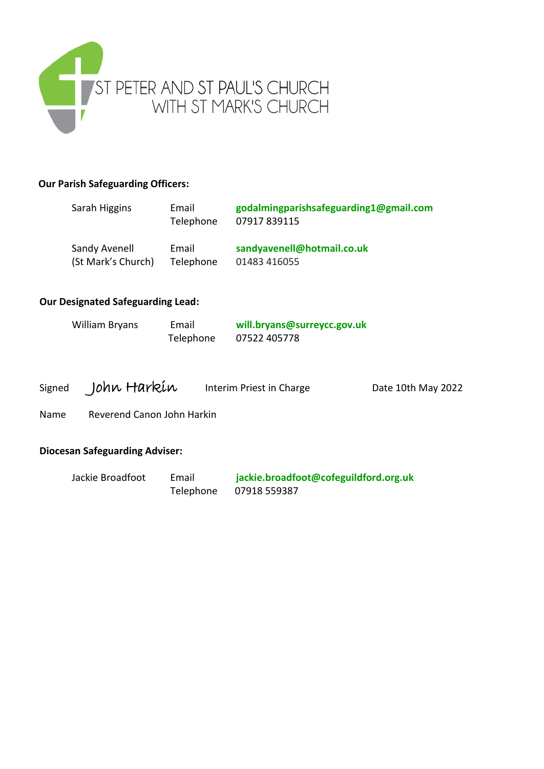ST PETER AND ST PAUL'S CHURCH
WITH ST MARK'S CHURCH

**Our Parish Safeguarding Officers:**

| | | |
|---|---|---|
| Sarah Higgins | Email<br>Telephone | **godalmingparishsafeguarding1@gmail.com**<br>07917 839115 |
| Sandy Avenell<br>(St Mark's Church) | Email<br>Telephone | **sandyavenell@hotmail.co.uk**<br>01483 416055 |

**Our Designated Safeguarding Lead:**

| | | |
|---|---|---|
| William Bryans | Email<br>Telephone | **will.bryans@surreycc.gov.uk**<br>07522 405778 |

Signed *John Harkin* Interim Priest in Charge Date 10th May 2022

Name Reverend Canon John Harkin

**Diocesan Safeguarding Adviser:**

| | | |
|---|---|---|
| Jackie Broadfoot | Email<br>Telephone | **jackie.broadfoot@cofeguildford.org.uk**<br>07918 559387 |